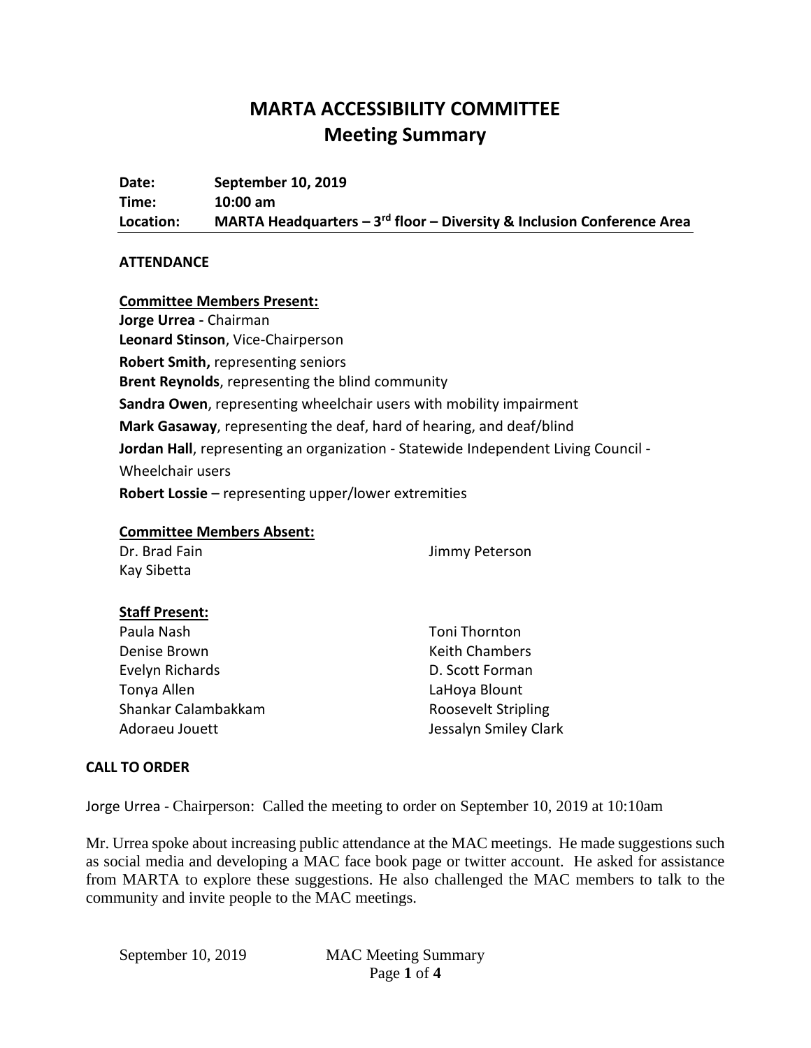# MARTA ACCESSIBILITY COMMITTEE
## Meeting Summary

**Date:** **September 10, 2019**
**Time:** **10:00 am**
**Location:** **MARTA Headquarters – 3rd floor – Diversity & Inclusion Conference Area**

### ATTENDANCE

**Committee Members Present:**

**Jorge Urrea -** Chairman
**Leonard Stinson**, Vice-Chairperson
**Robert Smith,** representing seniors
**Brent Reynolds**, representing the blind community
**Sandra Owen**, representing wheelchair users with mobility impairment
**Mark Gasaway**, representing the deaf, hard of hearing, and deaf/blind
**Jordan Hall**, representing an organization - Statewide Independent Living Council - Wheelchair users
**Robert Lossie** – representing upper/lower extremities

**Committee Members Absent:**

Dr. Brad Fain
Kay Sibetta
Jimmy Peterson

**Staff Present:**

Paula Nash
Denise Brown
Evelyn Richards
Tonya Allen
Shankar Calambakkam
Adoraeu Jouett
Toni Thornton
Keith Chambers
D. Scott Forman
LaHoya Blount
Roosevelt Stripling
Jessalyn Smiley Clark

### CALL TO ORDER

Jorge Urrea - Chairperson: Called the meeting to order on September 10, 2019 at 10:10am

Mr. Urrea spoke about increasing public attendance at the MAC meetings. He made suggestions such as social media and developing a MAC face book page or twitter account. He asked for assistance from MARTA to explore these suggestions. He also challenged the MAC members to talk to the community and invite people to the MAC meetings.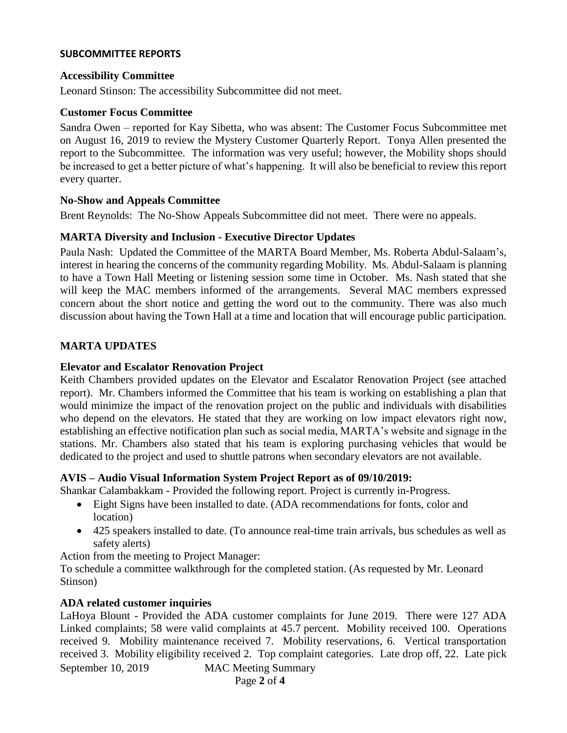## SUBCOMMITTEE REPORTS

### Accessibility Committee

Leonard Stinson: The accessibility Subcommittee did not meet.

### Customer Focus Committee

Sandra Owen – reported for Kay Sibetta, who was absent: The Customer Focus Subcommittee met on August 16, 2019 to review the Mystery Customer Quarterly Report. Tonya Allen presented the report to the Subcommittee. The information was very useful; however, the Mobility shops should be increased to get a better picture of what's happening. It will also be beneficial to review this report every quarter.

### No-Show and Appeals Committee

Brent Reynolds: The No-Show Appeals Subcommittee did not meet. There were no appeals.

### MARTA Diversity and Inclusion - Executive Director Updates

Paula Nash: Updated the Committee of the MARTA Board Member, Ms. Roberta Abdul-Salaam's, interest in hearing the concerns of the community regarding Mobility. Ms. Abdul-Salaam is planning to have a Town Hall Meeting or listening session some time in October. Ms. Nash stated that she will keep the MAC members informed of the arrangements. Several MAC members expressed concern about the short notice and getting the word out to the community. There was also much discussion about having the Town Hall at a time and location that will encourage public participation.

## MARTA UPDATES

### Elevator and Escalator Renovation Project

Keith Chambers provided updates on the Elevator and Escalator Renovation Project (see attached report). Mr. Chambers informed the Committee that his team is working on establishing a plan that would minimize the impact of the renovation project on the public and individuals with disabilities who depend on the elevators. He stated that they are working on low impact elevators right now, establishing an effective notification plan such as social media, MARTA's website and signage in the stations. Mr. Chambers also stated that his team is exploring purchasing vehicles that would be dedicated to the project and used to shuttle patrons when secondary elevators are not available.

### AVIS – Audio Visual Information System Project Report as of 09/10/2019:

Shankar Calambakkam - Provided the following report. Project is currently in-Progress.

- Eight Signs have been installed to date. (ADA recommendations for fonts, color and location)
- 425 speakers installed to date. (To announce real-time train arrivals, bus schedules as well as safety alerts)

Action from the meeting to Project Manager:

To schedule a committee walkthrough for the completed station. (As requested by Mr. Leonard Stinson)

### ADA related customer inquiries

LaHoya Blount - Provided the ADA customer complaints for June 2019. There were 127 ADA Linked complaints; 58 were valid complaints at 45.7 percent. Mobility received 100. Operations received 9. Mobility maintenance received 7. Mobility reservations, 6. Vertical transportation received 3. Mobility eligibility received 2. Top complaint categories. Late drop off, 22. Late pick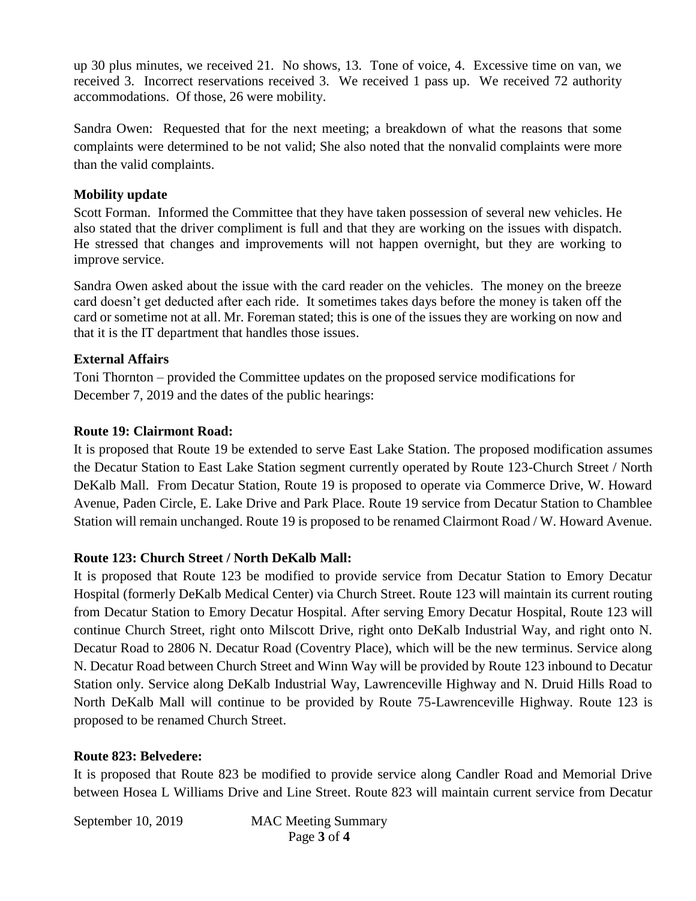up 30 plus minutes, we received 21. No shows, 13. Tone of voice, 4. Excessive time on van, we received 3. Incorrect reservations received 3. We received 1 pass up. We received 72 authority accommodations. Of those, 26 were mobility.

Sandra Owen: Requested that for the next meeting; a breakdown of what the reasons that some complaints were determined to be not valid; She also noted that the nonvalid complaints were more than the valid complaints.

**Mobility update**

Scott Forman. Informed the Committee that they have taken possession of several new vehicles. He also stated that the driver compliment is full and that they are working on the issues with dispatch. He stressed that changes and improvements will not happen overnight, but they are working to improve service.

Sandra Owen asked about the issue with the card reader on the vehicles. The money on the breeze card doesn't get deducted after each ride. It sometimes takes days before the money is taken off the card or sometime not at all. Mr. Foreman stated; this is one of the issues they are working on now and that it is the IT department that handles those issues.

**External Affairs**

Toni Thornton – provided the Committee updates on the proposed service modifications for December 7, 2019 and the dates of the public hearings:

**Route 19: Clairmont Road:**

It is proposed that Route 19 be extended to serve East Lake Station. The proposed modification assumes the Decatur Station to East Lake Station segment currently operated by Route 123-Church Street / North DeKalb Mall. From Decatur Station, Route 19 is proposed to operate via Commerce Drive, W. Howard Avenue, Paden Circle, E. Lake Drive and Park Place. Route 19 service from Decatur Station to Chamblee Station will remain unchanged. Route 19 is proposed to be renamed Clairmont Road / W. Howard Avenue.

**Route 123: Church Street / North DeKalb Mall:**

It is proposed that Route 123 be modified to provide service from Decatur Station to Emory Decatur Hospital (formerly DeKalb Medical Center) via Church Street. Route 123 will maintain its current routing from Decatur Station to Emory Decatur Hospital. After serving Emory Decatur Hospital, Route 123 will continue Church Street, right onto Milscott Drive, right onto DeKalb Industrial Way, and right onto N. Decatur Road to 2806 N. Decatur Road (Coventry Place), which will be the new terminus. Service along N. Decatur Road between Church Street and Winn Way will be provided by Route 123 inbound to Decatur Station only. Service along DeKalb Industrial Way, Lawrenceville Highway and N. Druid Hills Road to North DeKalb Mall will continue to be provided by Route 75-Lawrenceville Highway. Route 123 is proposed to be renamed Church Street.

**Route 823: Belvedere:**

It is proposed that Route 823 be modified to provide service along Candler Road and Memorial Drive between Hosea L Williams Drive and Line Street. Route 823 will maintain current service from Decatur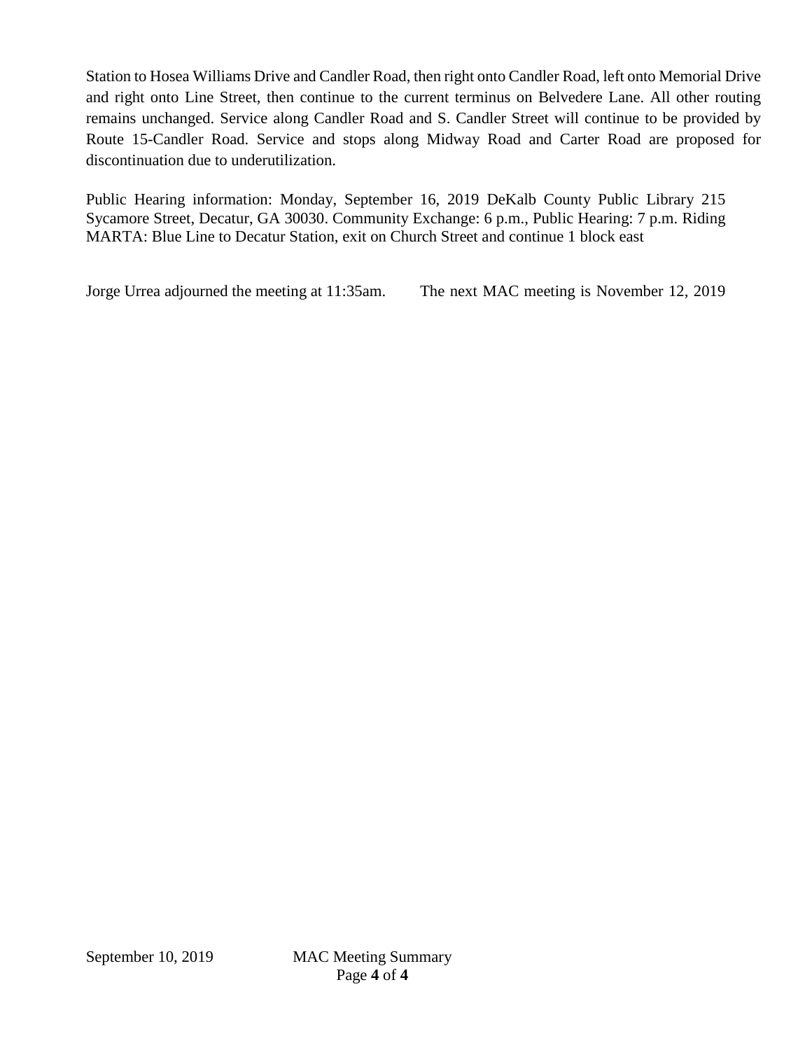Station to Hosea Williams Drive and Candler Road, then right onto Candler Road, left onto Memorial Drive and right onto Line Street, then continue to the current terminus on Belvedere Lane. All other routing remains unchanged. Service along Candler Road and S. Candler Street will continue to be provided by Route 15-Candler Road. Service and stops along Midway Road and Carter Road are proposed for discontinuation due to underutilization.

Public Hearing information: Monday, September 16, 2019 DeKalb County Public Library 215 Sycamore Street, Decatur, GA 30030. Community Exchange: 6 p.m., Public Hearing: 7 p.m. Riding MARTA: Blue Line to Decatur Station, exit on Church Street and continue 1 block east

Jorge Urrea adjourned the meeting at 11:35am. The next MAC meeting is November 12, 2019